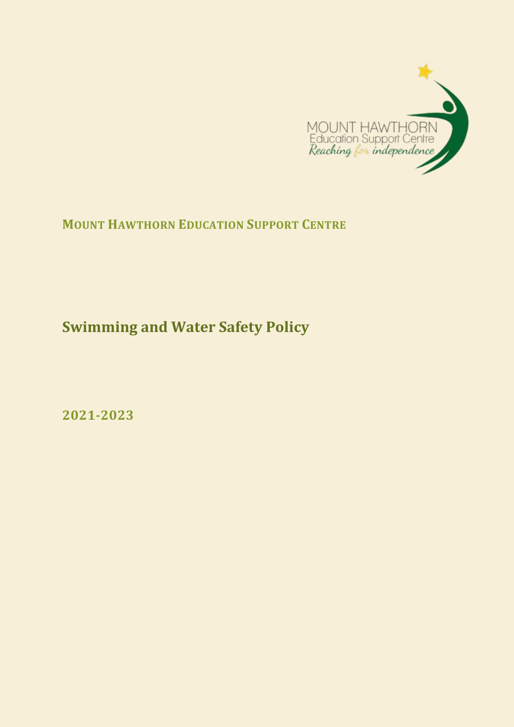MOUNT HAWTHORN
Education Support Centre
*Reaching for independence*

**MOUNT HAWTHORN EDUCATION SUPPORT CENTRE**

# Swimming and Water Safety Policy

**2021-2023**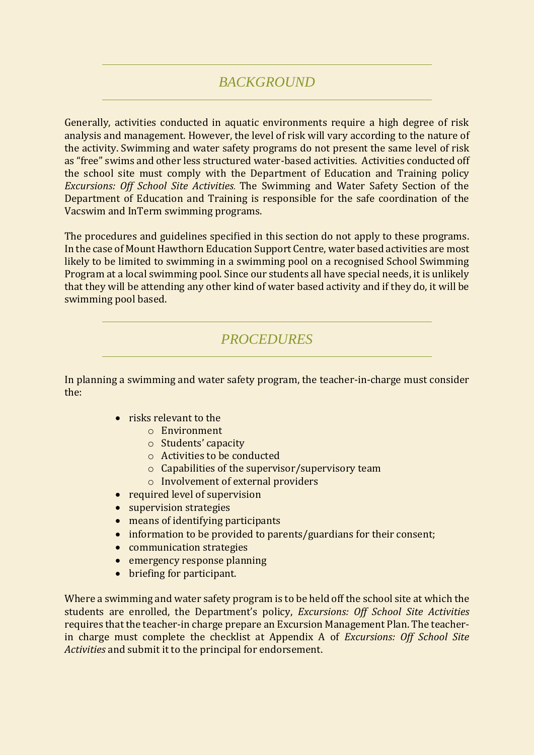## *BACKGROUND*

Generally, activities conducted in aquatic environments require a high degree of risk analysis and management. However, the level of risk will vary according to the nature of the activity. Swimming and water safety programs do not present the same level of risk as "free" swims and other less structured water-based activities. Activities conducted off the school site must comply with the Department of Education and Training policy *Excursions: Off School Site Activities.* The Swimming and Water Safety Section of the Department of Education and Training is responsible for the safe coordination of the Vacswim and InTerm swimming programs.

The procedures and guidelines specified in this section do not apply to these programs. In the case of Mount Hawthorn Education Support Centre, water based activities are most likely to be limited to swimming in a swimming pool on a recognised School Swimming Program at a local swimming pool. Since our students all have special needs, it is unlikely that they will be attending any other kind of water based activity and if they do, it will be swimming pool based.

## *PROCEDURES*

In planning a swimming and water safety program, the teacher-in-charge must consider the:

- risks relevant to the
  - Environment
  - Students' capacity
  - Activities to be conducted
  - Capabilities of the supervisor/supervisory team
  - Involvement of external providers
- required level of supervision
- supervision strategies
- means of identifying participants
- information to be provided to parents/guardians for their consent;
- communication strategies
- emergency response planning
- briefing for participant.

Where a swimming and water safety program is to be held off the school site at which the students are enrolled, the Department's policy, *Excursions: Off School Site Activities* requires that the teacher-in charge prepare an Excursion Management Plan. The teacher-in charge must complete the checklist at Appendix A of *Excursions: Off School Site Activities* and submit it to the principal for endorsement.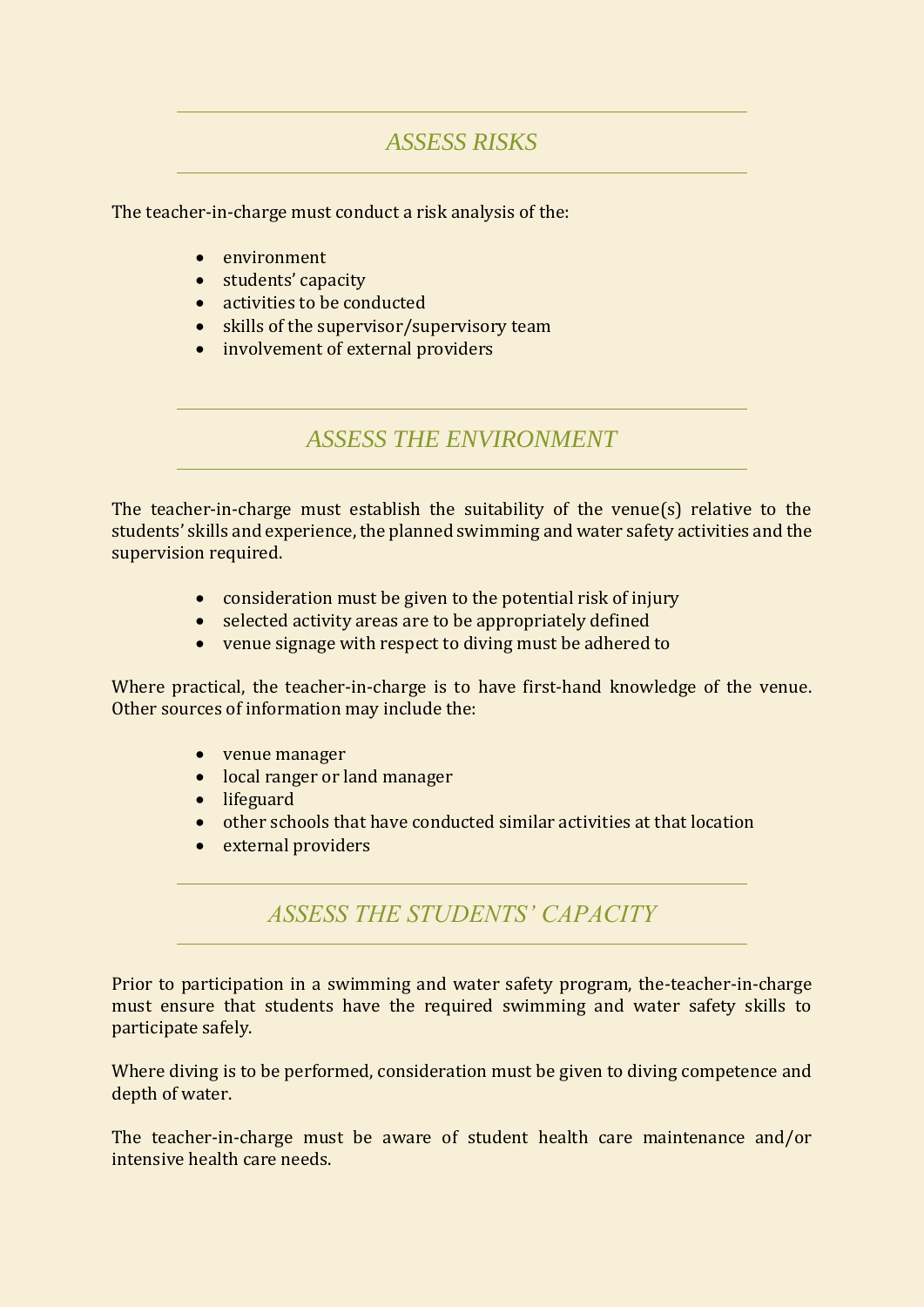## ASSESS RISKS

The teacher-in-charge must conduct a risk analysis of the:

- environment
- students' capacity
- activities to be conducted
- skills of the supervisor/supervisory team
- involvement of external providers

## ASSESS THE ENVIRONMENT

The teacher-in-charge must establish the suitability of the venue(s) relative to the students' skills and experience, the planned swimming and water safety activities and the supervision required.

- consideration must be given to the potential risk of injury
- selected activity areas are to be appropriately defined
- venue signage with respect to diving must be adhered to

Where practical, the teacher-in-charge is to have first-hand knowledge of the venue. Other sources of information may include the:

- venue manager
- local ranger or land manager
- lifeguard
- other schools that have conducted similar activities at that location
- external providers

## ASSESS THE STUDENTS' CAPACITY

Prior to participation in a swimming and water safety program, the-teacher-in-charge must ensure that students have the required swimming and water safety skills to participate safely.

Where diving is to be performed, consideration must be given to diving competence and depth of water.

The teacher-in-charge must be aware of student health care maintenance and/or intensive health care needs.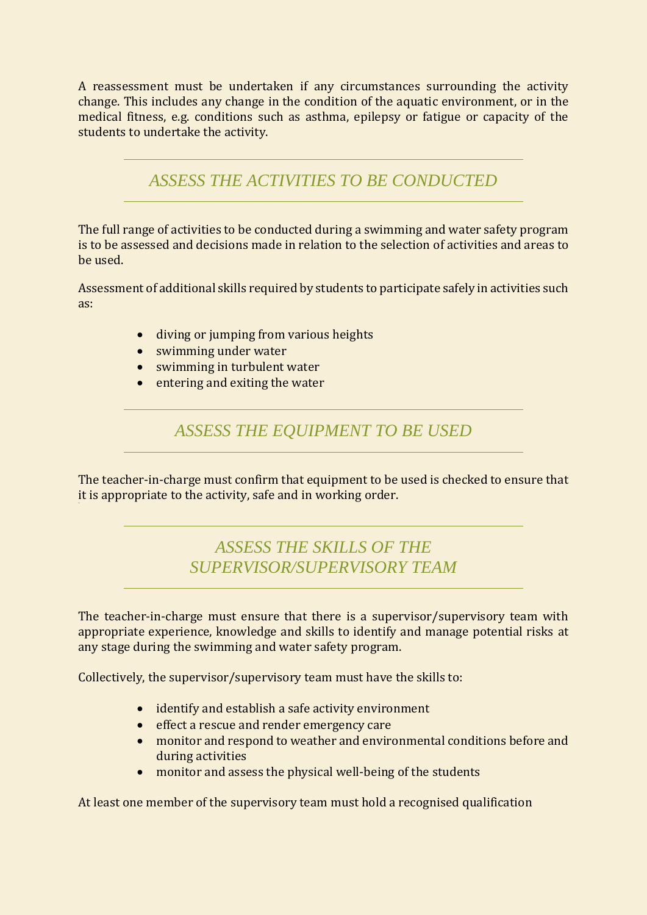A reassessment must be undertaken if any circumstances surrounding the activity change. This includes any change in the condition of the aquatic environment, or in the medical fitness, e.g. conditions such as asthma, epilepsy or fatigue or capacity of the students to undertake the activity.

## *ASSESS THE ACTIVITIES TO BE CONDUCTED*

The full range of activities to be conducted during a swimming and water safety program is to be assessed and decisions made in relation to the selection of activities and areas to be used.

Assessment of additional skills required by students to participate safely in activities such as:

- diving or jumping from various heights
- swimming under water
- swimming in turbulent water
- entering and exiting the water

## *ASSESS THE EQUIPMENT TO BE USED*

The teacher-in-charge must confirm that equipment to be used is checked to ensure that it is appropriate to the activity, safe and in working order.

## *ASSESS THE SKILLS OF THE SUPERVISOR/SUPERVISORY TEAM*

The teacher-in-charge must ensure that there is a supervisor/supervisory team with appropriate experience, knowledge and skills to identify and manage potential risks at any stage during the swimming and water safety program.

Collectively, the supervisor/supervisory team must have the skills to:

- identify and establish a safe activity environment
- effect a rescue and render emergency care
- monitor and respond to weather and environmental conditions before and during activities
- monitor and assess the physical well-being of the students

At least one member of the supervisory team must hold a recognised qualification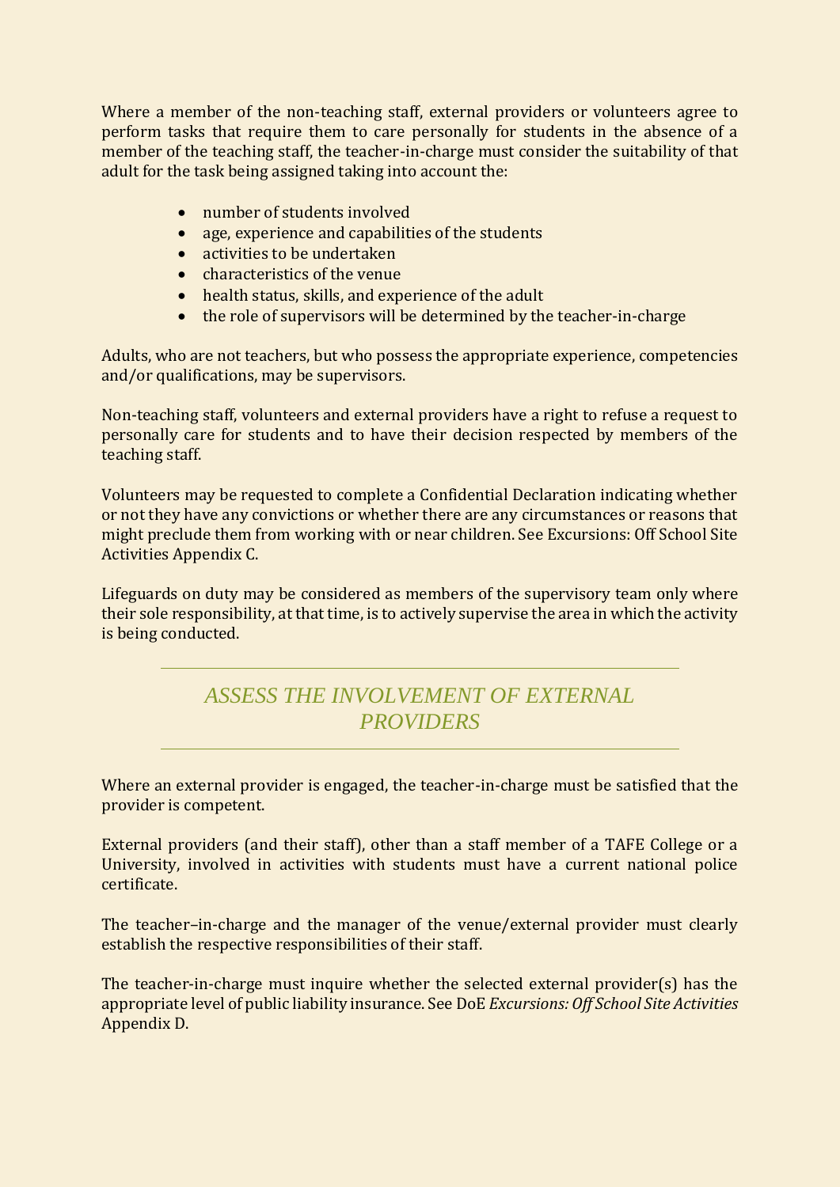Where a member of the non-teaching staff, external providers or volunteers agree to perform tasks that require them to care personally for students in the absence of a member of the teaching staff, the teacher-in-charge must consider the suitability of that adult for the task being assigned taking into account the:

- number of students involved
- age, experience and capabilities of the students
- activities to be undertaken
- characteristics of the venue
- health status, skills, and experience of the adult
- the role of supervisors will be determined by the teacher-in-charge

Adults, who are not teachers, but who possess the appropriate experience, competencies and/or qualifications, may be supervisors.

Non-teaching staff, volunteers and external providers have a right to refuse a request to personally care for students and to have their decision respected by members of the teaching staff.

Volunteers may be requested to complete a Confidential Declaration indicating whether or not they have any convictions or whether there are any circumstances or reasons that might preclude them from working with or near children. See Excursions: Off School Site Activities Appendix C.

Lifeguards on duty may be considered as members of the supervisory team only where their sole responsibility, at that time, is to actively supervise the area in which the activity is being conducted.

## *ASSESS THE INVOLVEMENT OF EXTERNAL PROVIDERS*

Where an external provider is engaged, the teacher-in-charge must be satisfied that the provider is competent.

External providers (and their staff), other than a staff member of a TAFE College or a University, involved in activities with students must have a current national police certificate.

The teacher–in-charge and the manager of the venue/external provider must clearly establish the respective responsibilities of their staff.

The teacher-in-charge must inquire whether the selected external provider(s) has the appropriate level of public liability insurance. See DoE *Excursions: Off School Site Activities* Appendix D.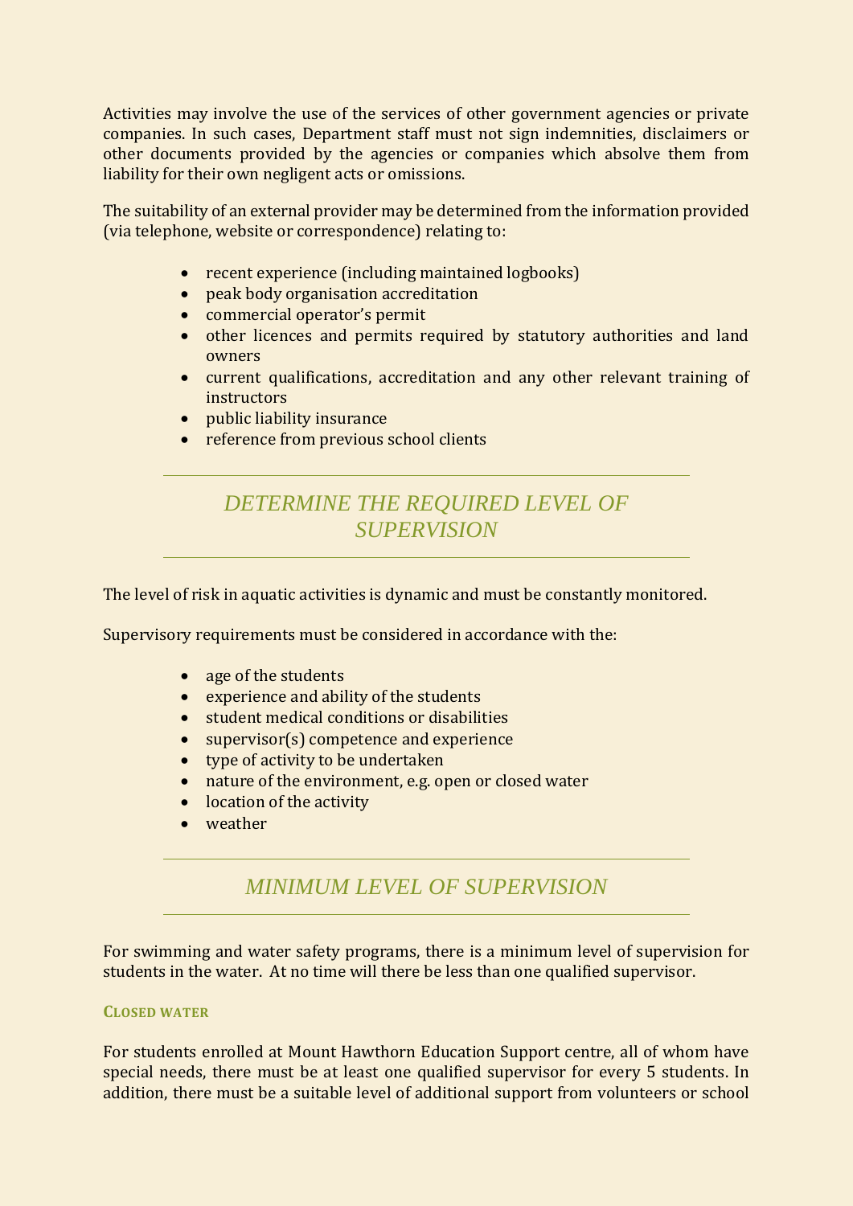Activities may involve the use of the services of other government agencies or private companies. In such cases, Department staff must not sign indemnities, disclaimers or other documents provided by the agencies or companies which absolve them from liability for their own negligent acts or omissions.

The suitability of an external provider may be determined from the information provided (via telephone, website or correspondence) relating to:

- recent experience (including maintained logbooks)
- peak body organisation accreditation
- commercial operator's permit
- other licences and permits required by statutory authorities and land owners
- current qualifications, accreditation and any other relevant training of instructors
- public liability insurance
- reference from previous school clients

## *DETERMINE THE REQUIRED LEVEL OF SUPERVISION*

The level of risk in aquatic activities is dynamic and must be constantly monitored.

Supervisory requirements must be considered in accordance with the:

- age of the students
- experience and ability of the students
- student medical conditions or disabilities
- supervisor(s) competence and experience
- type of activity to be undertaken
- nature of the environment, e.g. open or closed water
- location of the activity
- weather

## *MINIMUM LEVEL OF SUPERVISION*

For swimming and water safety programs, there is a minimum level of supervision for students in the water. At no time will there be less than one qualified supervisor.

### CLOSED WATER

For students enrolled at Mount Hawthorn Education Support centre, all of whom have special needs, there must be at least one qualified supervisor for every 5 students. In addition, there must be a suitable level of additional support from volunteers or school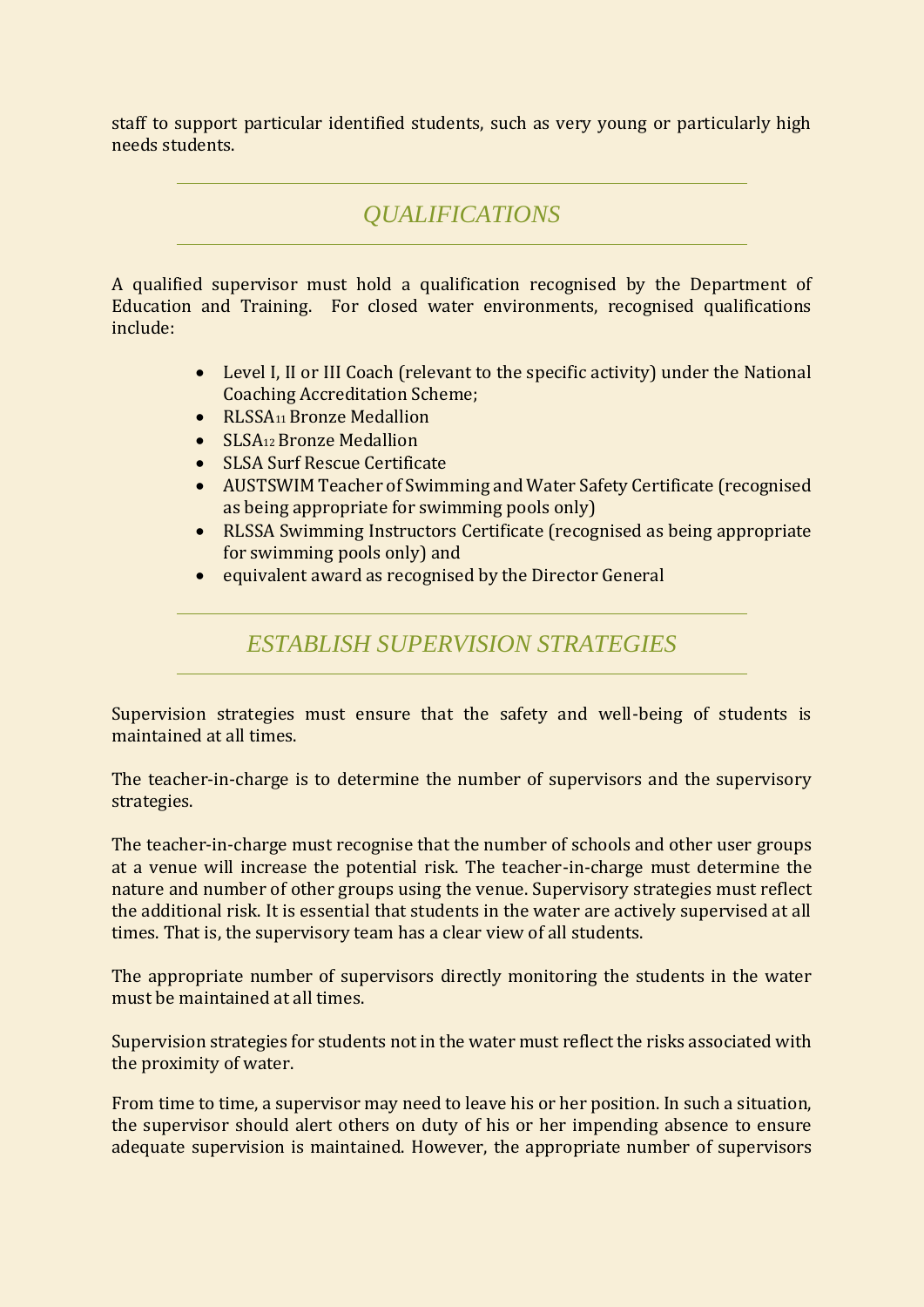staff to support particular identified students, such as very young or particularly high needs students.

## QUALIFICATIONS

A qualified supervisor must hold a qualification recognised by the Department of Education and Training. For closed water environments, recognised qualifications include:

- Level I, II or III Coach (relevant to the specific activity) under the National Coaching Accreditation Scheme;
- RLSSA[11] Bronze Medallion
- SLSA[12] Bronze Medallion
- SLSA Surf Rescue Certificate
- AUSTSWIM Teacher of Swimming and Water Safety Certificate (recognised as being appropriate for swimming pools only)
- RLSSA Swimming Instructors Certificate (recognised as being appropriate for swimming pools only) and
- equivalent award as recognised by the Director General

## ESTABLISH SUPERVISION STRATEGIES

Supervision strategies must ensure that the safety and well-being of students is maintained at all times.

The teacher-in-charge is to determine the number of supervisors and the supervisory strategies.

The teacher-in-charge must recognise that the number of schools and other user groups at a venue will increase the potential risk. The teacher-in-charge must determine the nature and number of other groups using the venue. Supervisory strategies must reflect the additional risk. It is essential that students in the water are actively supervised at all times. That is, the supervisory team has a clear view of all students.

The appropriate number of supervisors directly monitoring the students in the water must be maintained at all times.

Supervision strategies for students not in the water must reflect the risks associated with the proximity of water.

From time to time, a supervisor may need to leave his or her position. In such a situation, the supervisor should alert others on duty of his or her impending absence to ensure adequate supervision is maintained. However, the appropriate number of supervisors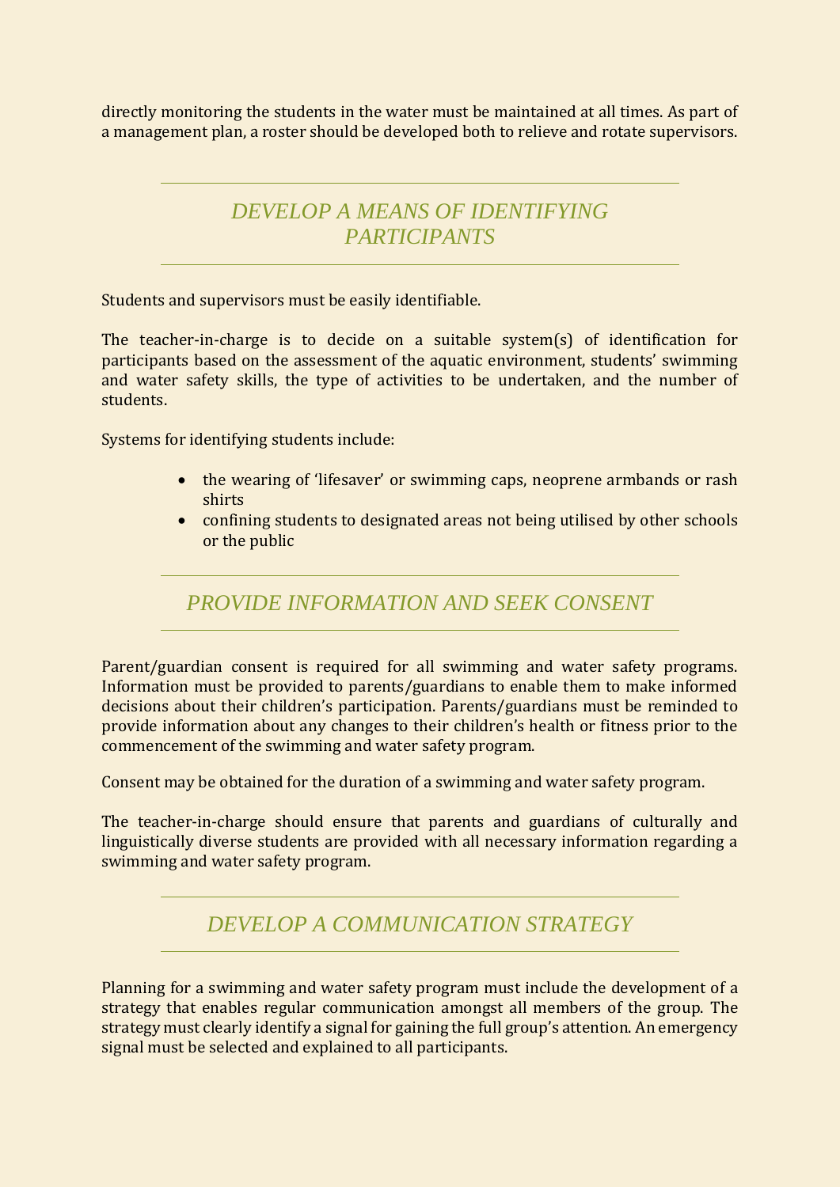directly monitoring the students in the water must be maintained at all times. As part of a management plan, a roster should be developed both to relieve and rotate supervisors.

## *DEVELOP A MEANS OF IDENTIFYING PARTICIPANTS*

Students and supervisors must be easily identifiable.

The teacher-in-charge is to decide on a suitable system(s) of identification for participants based on the assessment of the aquatic environment, students' swimming and water safety skills, the type of activities to be undertaken, and the number of students.

Systems for identifying students include:

- the wearing of 'lifesaver' or swimming caps, neoprene armbands or rash shirts
- confining students to designated areas not being utilised by other schools or the public

## *PROVIDE INFORMATION AND SEEK CONSENT*

Parent/guardian consent is required for all swimming and water safety programs. Information must be provided to parents/guardians to enable them to make informed decisions about their children's participation. Parents/guardians must be reminded to provide information about any changes to their children's health or fitness prior to the commencement of the swimming and water safety program.

Consent may be obtained for the duration of a swimming and water safety program.

The teacher-in-charge should ensure that parents and guardians of culturally and linguistically diverse students are provided with all necessary information regarding a swimming and water safety program.

## *DEVELOP A COMMUNICATION STRATEGY*

Planning for a swimming and water safety program must include the development of a strategy that enables regular communication amongst all members of the group. The strategy must clearly identify a signal for gaining the full group's attention. An emergency signal must be selected and explained to all participants.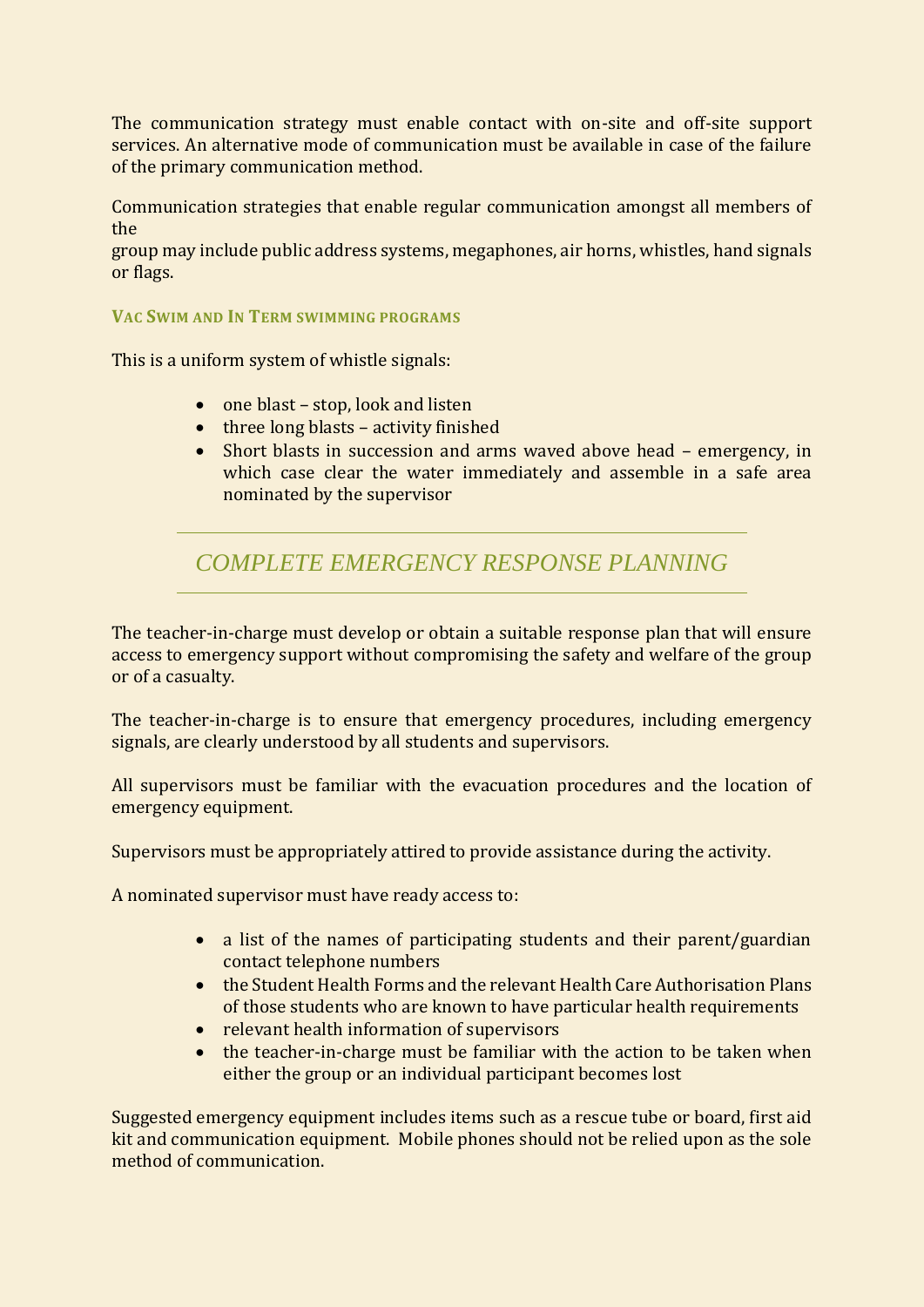The communication strategy must enable contact with on-site and off-site support services. An alternative mode of communication must be available in case of the failure of the primary communication method.

Communication strategies that enable regular communication amongst all members of the group may include public address systems, megaphones, air horns, whistles, hand signals or flags.

#### VAC SWIM AND IN TERM SWIMMING PROGRAMS

This is a uniform system of whistle signals:

- one blast – stop, look and listen
- three long blasts – activity finished
- Short blasts in succession and arms waved above head – emergency, in which case clear the water immediately and assemble in a safe area nominated by the supervisor

## *COMPLETE EMERGENCY RESPONSE PLANNING*

The teacher-in-charge must develop or obtain a suitable response plan that will ensure access to emergency support without compromising the safety and welfare of the group or of a casualty.

The teacher-in-charge is to ensure that emergency procedures, including emergency signals, are clearly understood by all students and supervisors.

All supervisors must be familiar with the evacuation procedures and the location of emergency equipment.

Supervisors must be appropriately attired to provide assistance during the activity.

A nominated supervisor must have ready access to:

- a list of the names of participating students and their parent/guardian contact telephone numbers
- the Student Health Forms and the relevant Health Care Authorisation Plans of those students who are known to have particular health requirements
- relevant health information of supervisors
- the teacher-in-charge must be familiar with the action to be taken when either the group or an individual participant becomes lost

Suggested emergency equipment includes items such as a rescue tube or board, first aid kit and communication equipment. Mobile phones should not be relied upon as the sole method of communication.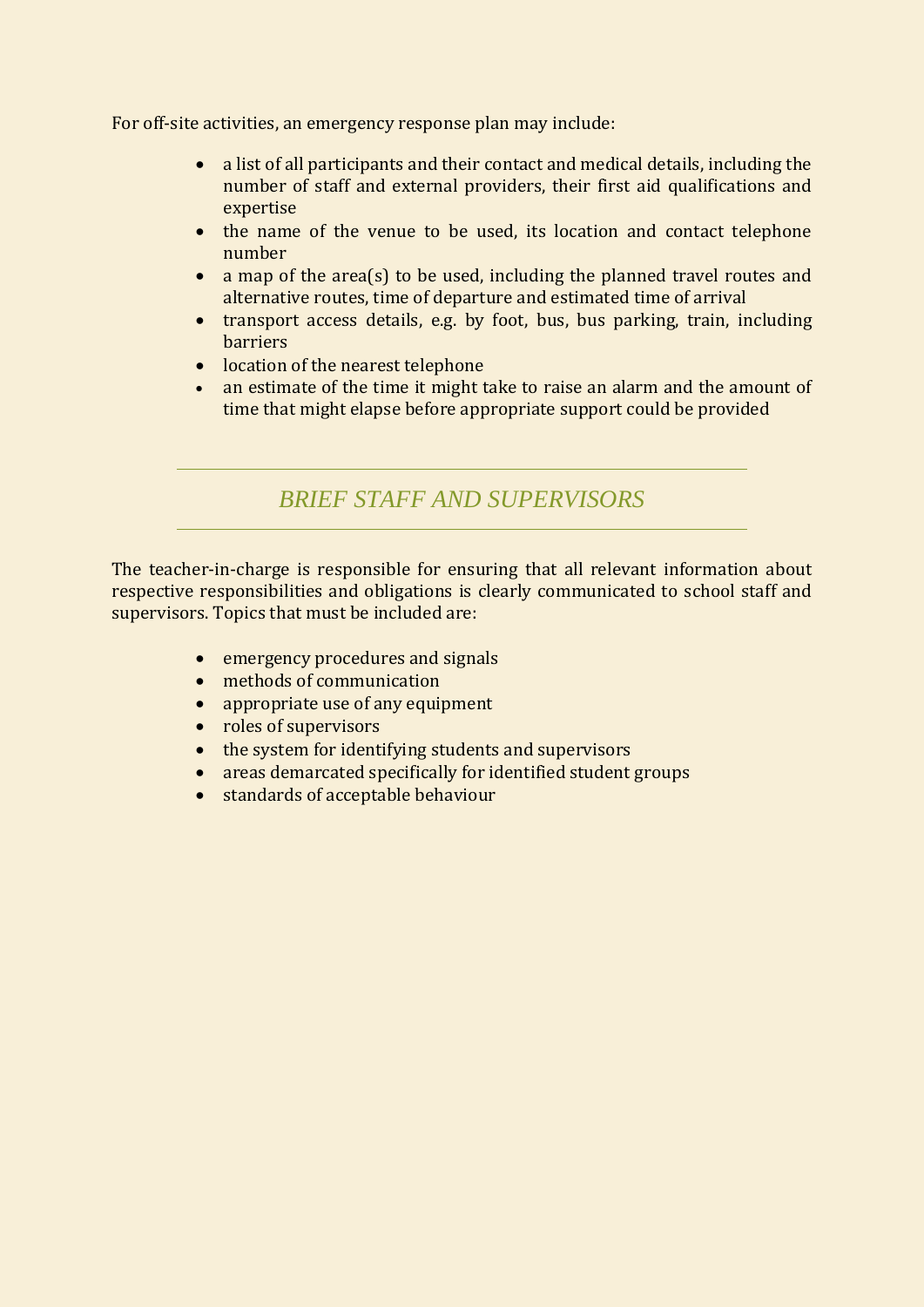For off-site activities, an emergency response plan may include:

- a list of all participants and their contact and medical details, including the number of staff and external providers, their first aid qualifications and expertise
- the name of the venue to be used, its location and contact telephone number
- a map of the area(s) to be used, including the planned travel routes and alternative routes, time of departure and estimated time of arrival
- transport access details, e.g. by foot, bus, bus parking, train, including barriers
- location of the nearest telephone
- an estimate of the time it might take to raise an alarm and the amount of time that might elapse before appropriate support could be provided

## *BRIEF STAFF AND SUPERVISORS*

The teacher-in-charge is responsible for ensuring that all relevant information about respective responsibilities and obligations is clearly communicated to school staff and supervisors. Topics that must be included are:

- emergency procedures and signals
- methods of communication
- appropriate use of any equipment
- roles of supervisors
- the system for identifying students and supervisors
- areas demarcated specifically for identified student groups
- standards of acceptable behaviour